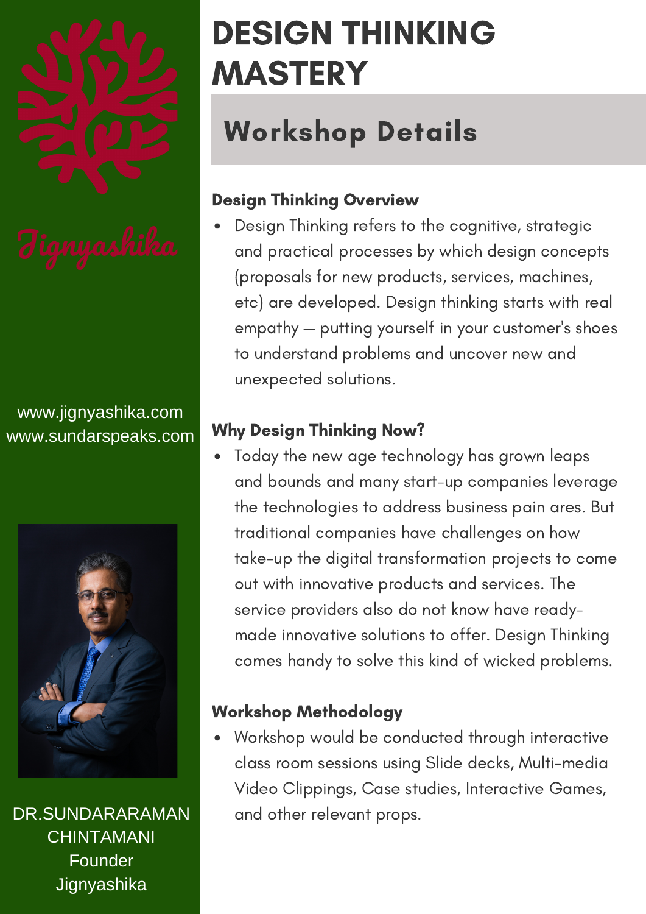# DESIGN THINKING MASTERY

## Workshop Details

### Design Thinking Overview

- Design Thinking refers to the cognitive, strategic and practical processes by which design concepts (proposals for new products, services, machines, etc) are developed. Design thinking starts with real empathy – putting yourself in your customer's shoes to understand problems and uncover new and unexpected solutions.

### Why Design Thinking Now?

- Today the new age technology has grown leaps and bounds and many start-up companies leverage the technologies to address business pain ares. But traditional companies have challenges on how take-up the digital transformation projects to come out with innovative products and services. The service providers also do not know have ready-made innovative solutions to offer. Design Thinking comes handy to solve this kind of wicked problems.

### Workshop Methodology

- Workshop would be conducted through interactive class room sessions using Slide decks, Multi-media Video Clippings, Case studies, Interactive Games, and other relevant props.

Jignyashika

www.jignyashika.com
www.sundarspeaks.com

DR.SUNDARARAMAN CHINTAMANI
Founder
Jignyashika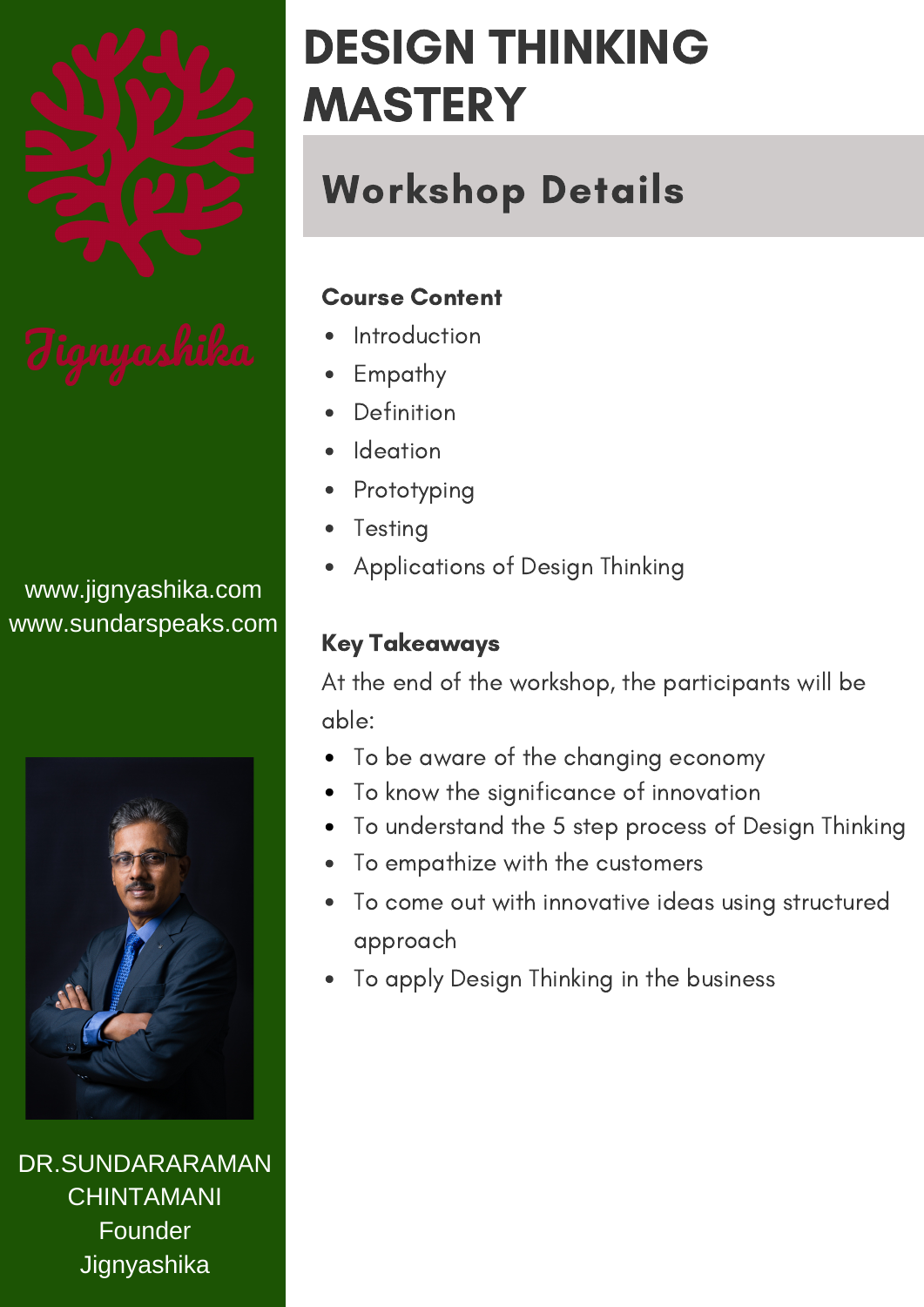# DESIGN THINKING MASTERY

## Workshop Details

### Course Content

- Introduction
- Empathy
- Definition
- Ideation
- Prototyping
- Testing
- Applications of Design Thinking

### Key Takeaways

At the end of the workshop, the participants will be able:

- To be aware of the changing economy
- To know the significance of innovation
- To understand the 5 step process of Design Thinking
- To empathize with the customers
- To come out with innovative ideas using structured approach
- To apply Design Thinking in the business

Jignyashika

www.jignyashika.com
www.sundarspeaks.com

DR.SUNDARARAMAN CHINTAMANI
Founder
Jignyashika